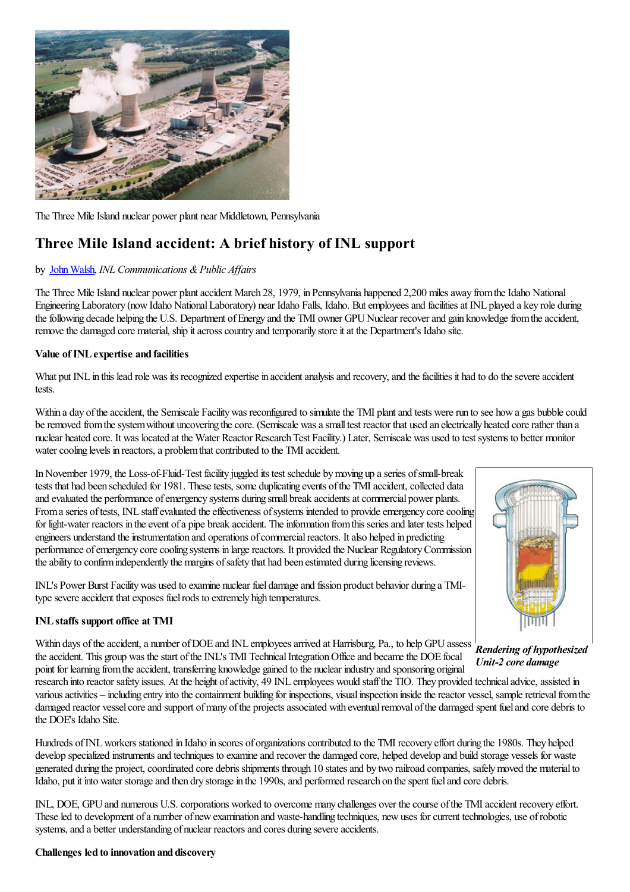The Three Mile Island nuclear power plant near Middletown, Pennsylvania

## Three Mile Island accident: A brief history of INL support

by John Walsh, *INL Communications & Public Affairs*

The Three Mile Island nuclear power plant accident March 28, 1979, in Pennsylvania happened 2,200 miles away from the Idaho National Engineering Laboratory (now Idaho National Laboratory) near Idaho Falls, Idaho. But employees and facilities at INL played a key role during the following decade helping the U.S. Department of Energy and the TMI owner GPU Nuclear recover and gain knowledge from the accident, remove the damaged core material, ship it across country and temporarily store it at the Department's Idaho site.

**Value of INL expertise and facilities**

What put INL in this lead role was its recognized expertise in accident analysis and recovery, and the facilities it had to do the severe accident tests.

Within a day of the accident, the Semiscale Facility was reconfigured to simulate the TMI plant and tests were run to see how a gas bubble could be removed from the system without uncovering the core. (Semiscale was a small test reactor that used an electrically heated core rather than a nuclear heated core. It was located at the Water Reactor Research Test Facility.) Later, Semiscale was used to test systems to better monitor water cooling levels in reactors, a problem that contributed to the TMI accident.

In November 1979, the Loss-of-Fluid-Test facility juggled its test schedule by moving up a series of small-break tests that had been scheduled for 1981. These tests, some duplicating events of the TMI accident, collected data and evaluated the performance of emergency systems during small break accidents at commercial power plants. From a series of tests, INL staff evaluated the effectiveness of systems intended to provide emergency core cooling for light-water reactors in the event of a pipe break accident. The information from this series and later tests helped engineers understand the instrumentation and operations of commercial reactors. It also helped in predicting performance of emergency core cooling systems in large reactors. It provided the Nuclear Regulatory Commission the ability to confirm independently the margins of safety that had been estimated during licensing reviews.

INL's Power Burst Facility was used to examine nuclear fuel damage and fission product behavior during a TMI-type severe accident that exposes fuel rods to extremely high temperatures.

***Rendering of hypothesized Unit-2 core damage***

**INL staffs support office at TMI**

Within days of the accident, a number of DOE and INL employees arrived at Harrisburg, Pa., to help GPU assess the accident. This group was the start of the INL's TMI Technical Integration Office and became the DOE focal point for learning from the accident, transferring knowledge gained to the nuclear industry and sponsoring original research into reactor safety issues. At the height of activity, 49 INL employees would staff the TIO. They provided technical advice, assisted in various activities – including entry into the containment building for inspections, visual inspection inside the reactor vessel, sample retrieval from the damaged reactor vessel core and support of many of the projects associated with eventual removal of the damaged spent fuel and core debris to the DOE's Idaho Site.

Hundreds of INL workers stationed in Idaho in scores of organizations contributed to the TMI recovery effort during the 1980s. They helped develop specialized instruments and techniques to examine and recover the damaged core, helped develop and build storage vessels for waste generated during the project, coordinated core debris shipments through 10 states and by two railroad companies, safely moved the material to Idaho, put it into water storage and then dry storage in the 1990s, and performed research on the spent fuel and core debris.

INL, DOE, GPU and numerous U.S. corporations worked to overcome many challenges over the course of the TMI accident recovery effort. These led to development of a number of new examination and waste-handling techniques, new uses for current technologies, use of robotic systems, and a better understanding of nuclear reactors and cores during severe accidents.

**Challenges led to innovation and discovery**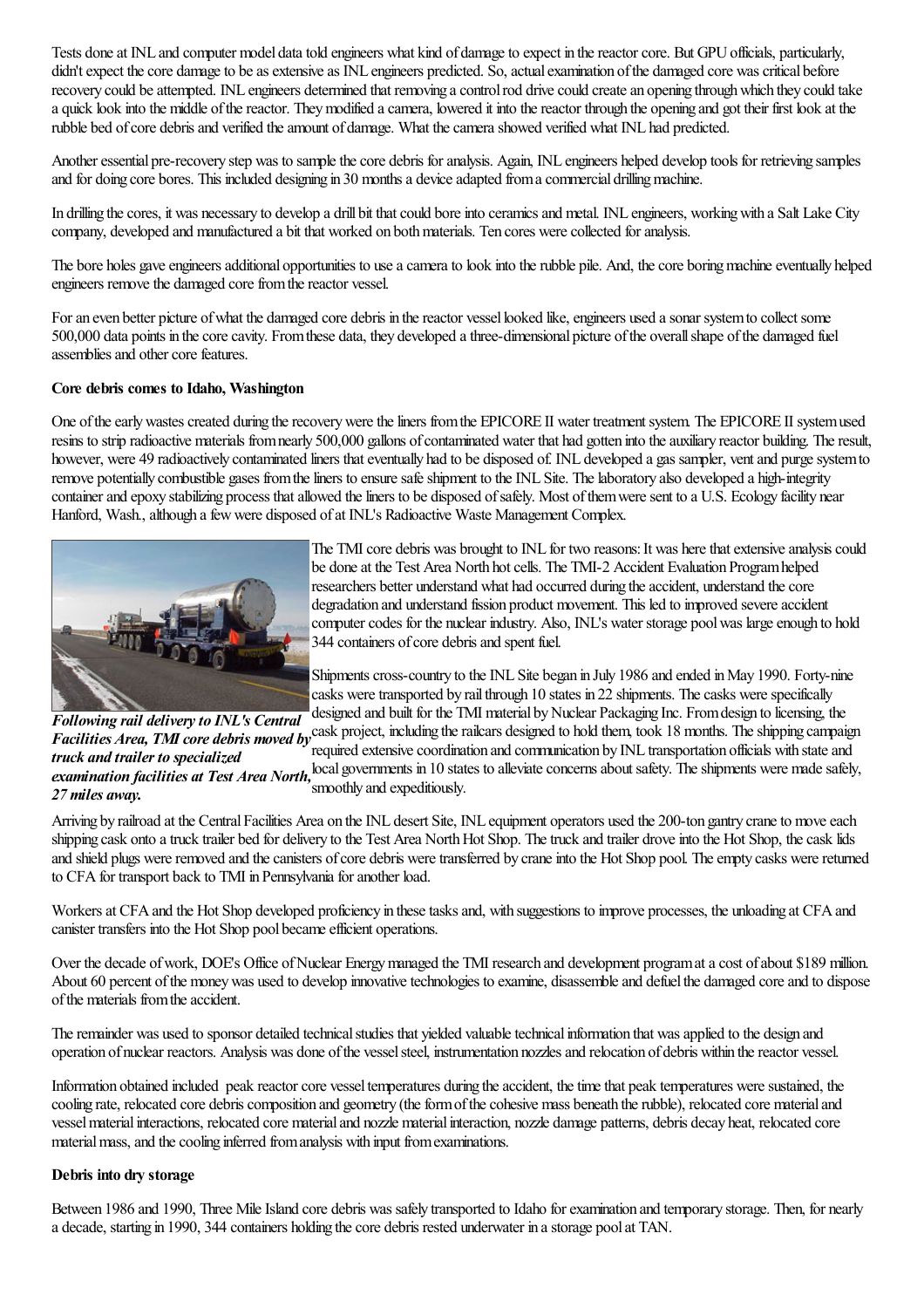Tests done at INL and computer model data told engineers what kind of damage to expect in the reactor core. But GPU officials, particularly, didn't expect the core damage to be as extensive as INL engineers predicted. So, actual examination of the damaged core was critical before recovery could be attempted. INL engineers determined that removing a control rod drive could create an opening through which they could take a quick look into the middle of the reactor. They modified a camera, lowered it into the reactor through the opening and got their first look at the rubble bed of core debris and verified the amount of damage. What the camera showed verified what INL had predicted.

Another essential pre-recovery step was to sample the core debris for analysis. Again, INL engineers helped develop tools for retrieving samples and for doing core bores. This included designing in 30 months a device adapted from a commercial drilling machine.

In drilling the cores, it was necessary to develop a drill bit that could bore into ceramics and metal. INL engineers, working with a Salt Lake City company, developed and manufactured a bit that worked on both materials. Ten cores were collected for analysis.

The bore holes gave engineers additional opportunities to use a camera to look into the rubble pile. And, the core boring machine eventually helped engineers remove the damaged core from the reactor vessel.

For an even better picture of what the damaged core debris in the reactor vessel looked like, engineers used a sonar system to collect some 500,000 data points in the core cavity. From these data, they developed a three-dimensional picture of the overall shape of the damaged fuel assemblies and other core features.

**Core debris comes to Idaho, Washington**

One of the early wastes created during the recovery were the liners from the EPICORE II water treatment system. The EPICORE II system used resins to strip radioactive materials from nearly 500,000 gallons of contaminated water that had gotten into the auxiliary reactor building. The result, however, were 49 radioactively contaminated liners that eventually had to be disposed of. INL developed a gas sampler, vent and purge system to remove potentially combustible gases from the liners to ensure safe shipment to the INL Site. The laboratory also developed a high-integrity container and epoxy stabilizing process that allowed the liners to be disposed of safely. Most of them were sent to a U.S. Ecology facility near Hanford, Wash., although a few were disposed of at INL's Radioactive Waste Management Complex.

The TMI core debris was brought to INL for two reasons: It was here that extensive analysis could be done at the Test Area North hot cells. The TMI-2 Accident Evaluation Program helped researchers better understand what had occurred during the accident, understand the core degradation and understand fission product movement. This led to improved severe accident computer codes for the nuclear industry. Also, INL's water storage pool was large enough to hold 344 containers of core debris and spent fuel.

***Following rail delivery to INL's Central Facilities Area, TMI core debris moved by truck and trailer to specialized examination facilities at Test Area North, 27 miles away.***

Shipments cross-country to the INL Site began in July 1986 and ended in May 1990. Forty-nine casks were transported by rail through 10 states in 22 shipments. The casks were specifically designed and built for the TMI material by Nuclear Packaging Inc. From design to licensing, the cask project, including the railcars designed to hold them, took 18 months. The shipping campaign required extensive coordination and communication by INL transportation officials with state and local governments in 10 states to alleviate concerns about safety. The shipments were made safely, smoothly and expeditiously.

Arriving by railroad at the Central Facilities Area on the INL desert Site, INL equipment operators used the 200-ton gantry crane to move each shipping cask onto a truck trailer bed for delivery to the Test Area North Hot Shop. The truck and trailer drove into the Hot Shop, the cask lids and shield plugs were removed and the canisters of core debris were transferred by crane into the Hot Shop pool. The empty casks were returned to CFA for transport back to TMI in Pennsylvania for another load.

Workers at CFA and the Hot Shop developed proficiency in these tasks and, with suggestions to improve processes, the unloading at CFA and canister transfers into the Hot Shop pool became efficient operations.

Over the decade of work, DOE's Office of Nuclear Energy managed the TMI research and development program at a cost of about $189 million. About 60 percent of the money was used to develop innovative technologies to examine, disassemble and defuel the damaged core and to dispose of the materials from the accident.

The remainder was used to sponsor detailed technical studies that yielded valuable technical information that was applied to the design and operation of nuclear reactors. Analysis was done of the vessel steel, instrumentation nozzles and relocation of debris within the reactor vessel.

Information obtained included peak reactor core vessel temperatures during the accident, the time that peak temperatures were sustained, the cooling rate, relocated core debris composition and geometry (the form of the cohesive mass beneath the rubble), relocated core material and vessel material interactions, relocated core material and nozzle material interaction, nozzle damage patterns, debris decay heat, relocated core material mass, and the cooling inferred from analysis with input from examinations.

**Debris into dry storage**

Between 1986 and 1990, Three Mile Island core debris was safely transported to Idaho for examination and temporary storage. Then, for nearly a decade, starting in 1990, 344 containers holding the core debris rested underwater in a storage pool at TAN.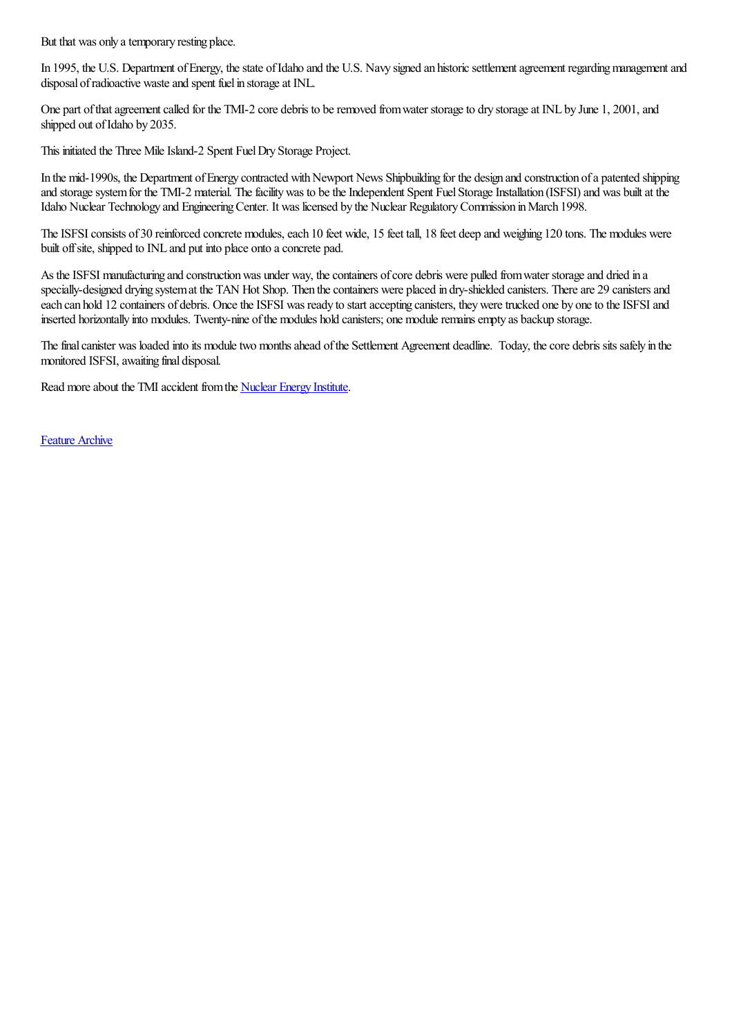But that was only a temporary resting place.

In 1995, the U.S. Department of Energy, the state of Idaho and the U.S. Navy signed an historic settlement agreement regarding management and disposal of radioactive waste and spent fuel in storage at INL.

One part of that agreement called for the TMI-2 core debris to be removed from water storage to dry storage at INL by June 1, 2001, and shipped out of Idaho by 2035.

This initiated the Three Mile Island-2 Spent Fuel Dry Storage Project.

In the mid-1990s, the Department of Energy contracted with Newport News Shipbuilding for the design and construction of a patented shipping and storage system for the TMI-2 material. The facility was to be the Independent Spent Fuel Storage Installation (ISFSI) and was built at the Idaho Nuclear Technology and Engineering Center. It was licensed by the Nuclear Regulatory Commission in March 1998.

The ISFSI consists of 30 reinforced concrete modules, each 10 feet wide, 15 feet tall, 18 feet deep and weighing 120 tons. The modules were built off site, shipped to INL and put into place onto a concrete pad.

As the ISFSI manufacturing and construction was under way, the containers of core debris were pulled from water storage and dried in a specially-designed drying system at the TAN Hot Shop. Then the containers were placed in dry-shielded canisters. There are 29 canisters and each can hold 12 containers of debris. Once the ISFSI was ready to start accepting canisters, they were trucked one by one to the ISFSI and inserted horizontally into modules. Twenty-nine of the modules hold canisters; one module remains empty as backup storage.

The final canister was loaded into its module two months ahead of the Settlement Agreement deadline. Today, the core debris sits safely in the monitored ISFSI, awaiting final disposal.

Read more about the TMI accident from the Nuclear Energy Institute.

Feature Archive